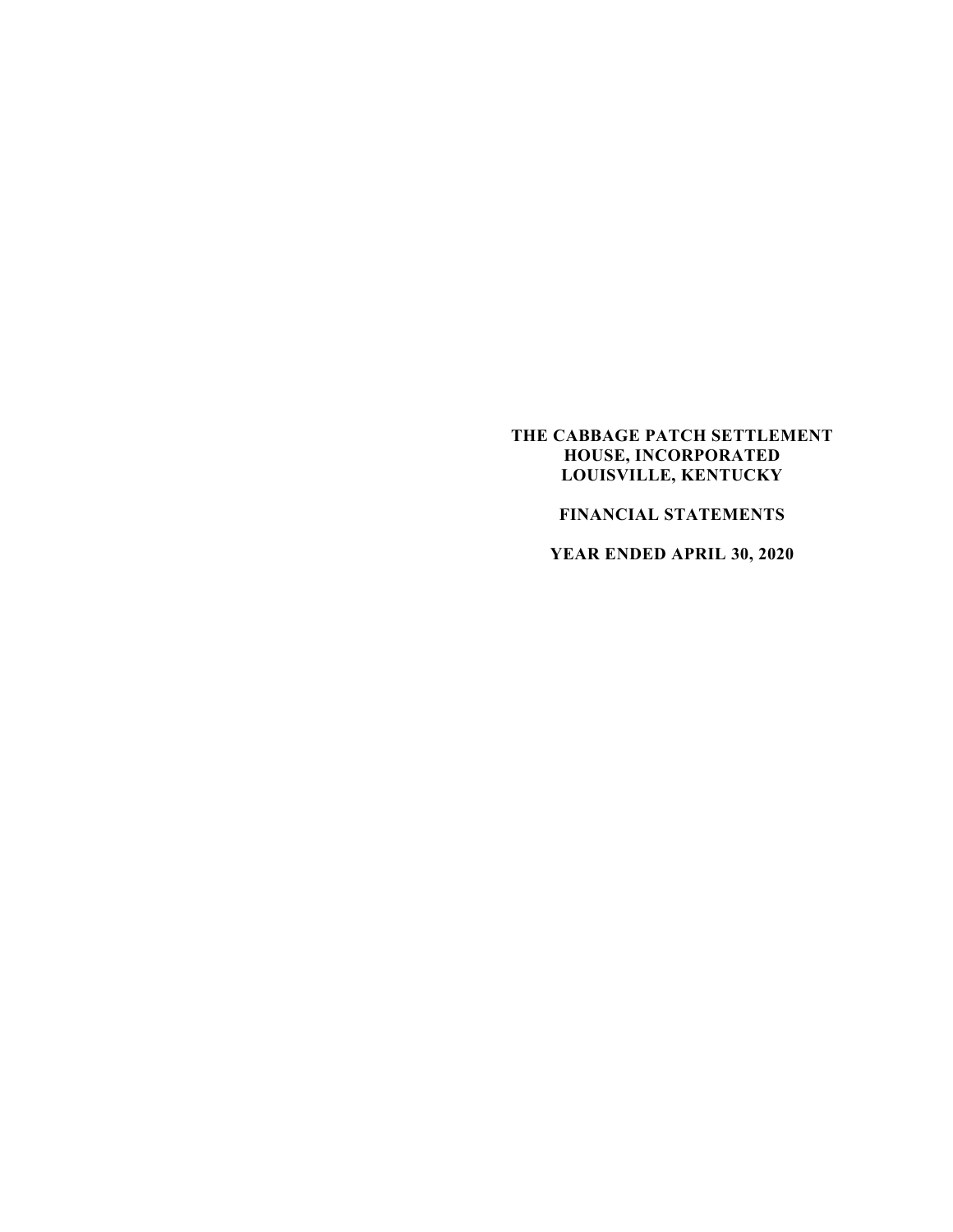# THE CABBAGE PATCH SETTLEMENT HOUSE, INCORPORATED LOUISVILLE, KENTUCKY

## FINANCIAL STATEMENTS

## YEAR ENDED APRIL 30, 2020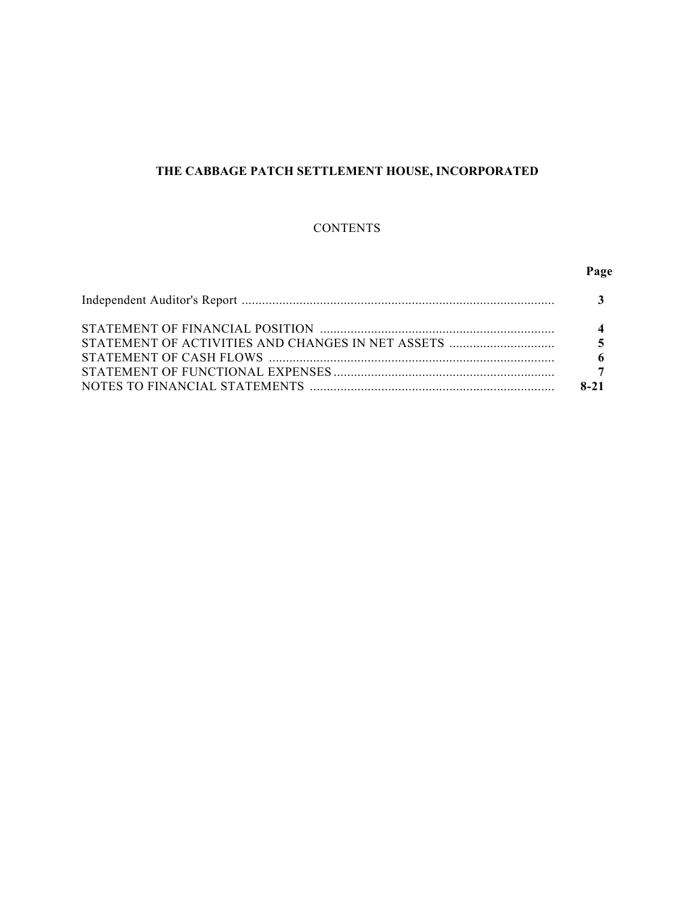**THE CABBAGE PATCH SETTLEMENT HOUSE, INCORPORATED**

CONTENTS

| | Page |
|---|---|
| Independent Auditor's Report | 3 |
| STATEMENT OF FINANCIAL POSITION | 4 |
| STATEMENT OF ACTIVITIES AND CHANGES IN NET ASSETS | 5 |
| STATEMENT OF CASH FLOWS | 6 |
| STATEMENT OF FUNCTIONAL EXPENSES | 7 |
| NOTES TO FINANCIAL STATEMENTS | 8-21 |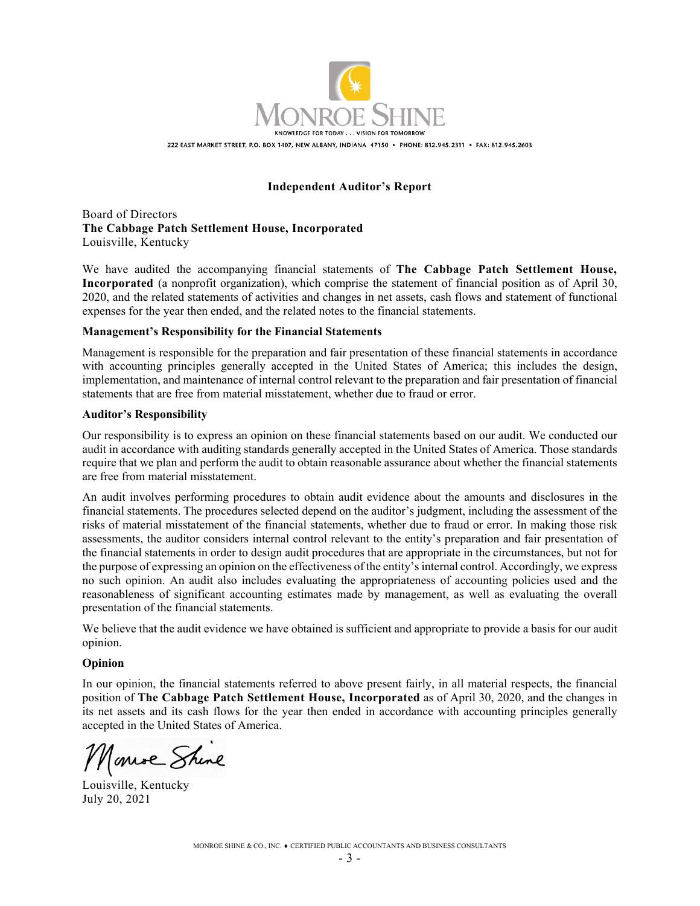MONROE SHINE

KNOWLEDGE FOR TODAY . . . VISION FOR TOMORROW

222 EAST MARKET STREET, P.O. BOX 1407, NEW ALBANY, INDIANA 47150 • PHONE: 812.945.2311 • FAX: 812.945.2603

## Independent Auditor's Report

Board of Directors
**The Cabbage Patch Settlement House, Incorporated**
Louisville, Kentucky

We have audited the accompanying financial statements of **The Cabbage Patch Settlement House, Incorporated** (a nonprofit organization), which comprise the statement of financial position as of April 30, 2020, and the related statements of activities and changes in net assets, cash flows and statement of functional expenses for the year then ended, and the related notes to the financial statements.

**Management's Responsibility for the Financial Statements**

Management is responsible for the preparation and fair presentation of these financial statements in accordance with accounting principles generally accepted in the United States of America; this includes the design, implementation, and maintenance of internal control relevant to the preparation and fair presentation of financial statements that are free from material misstatement, whether due to fraud or error.

**Auditor's Responsibility**

Our responsibility is to express an opinion on these financial statements based on our audit. We conducted our audit in accordance with auditing standards generally accepted in the United States of America. Those standards require that we plan and perform the audit to obtain reasonable assurance about whether the financial statements are free from material misstatement.

An audit involves performing procedures to obtain audit evidence about the amounts and disclosures in the financial statements. The procedures selected depend on the auditor's judgment, including the assessment of the risks of material misstatement of the financial statements, whether due to fraud or error. In making those risk assessments, the auditor considers internal control relevant to the entity's preparation and fair presentation of the financial statements in order to design audit procedures that are appropriate in the circumstances, but not for the purpose of expressing an opinion on the effectiveness of the entity's internal control. Accordingly, we express no such opinion. An audit also includes evaluating the appropriateness of accounting policies used and the reasonableness of significant accounting estimates made by management, as well as evaluating the overall presentation of the financial statements.

We believe that the audit evidence we have obtained is sufficient and appropriate to provide a basis for our audit opinion.

**Opinion**

In our opinion, the financial statements referred to above present fairly, in all material respects, the financial position of **The Cabbage Patch Settlement House, Incorporated** as of April 30, 2020, and the changes in its net assets and its cash flows for the year then ended in accordance with accounting principles generally accepted in the United States of America.

Monroe Shine

Louisville, Kentucky
July 20, 2021

MONROE SHINE & CO., INC. ♦ CERTIFIED PUBLIC ACCOUNTANTS AND BUSINESS CONSULTANTS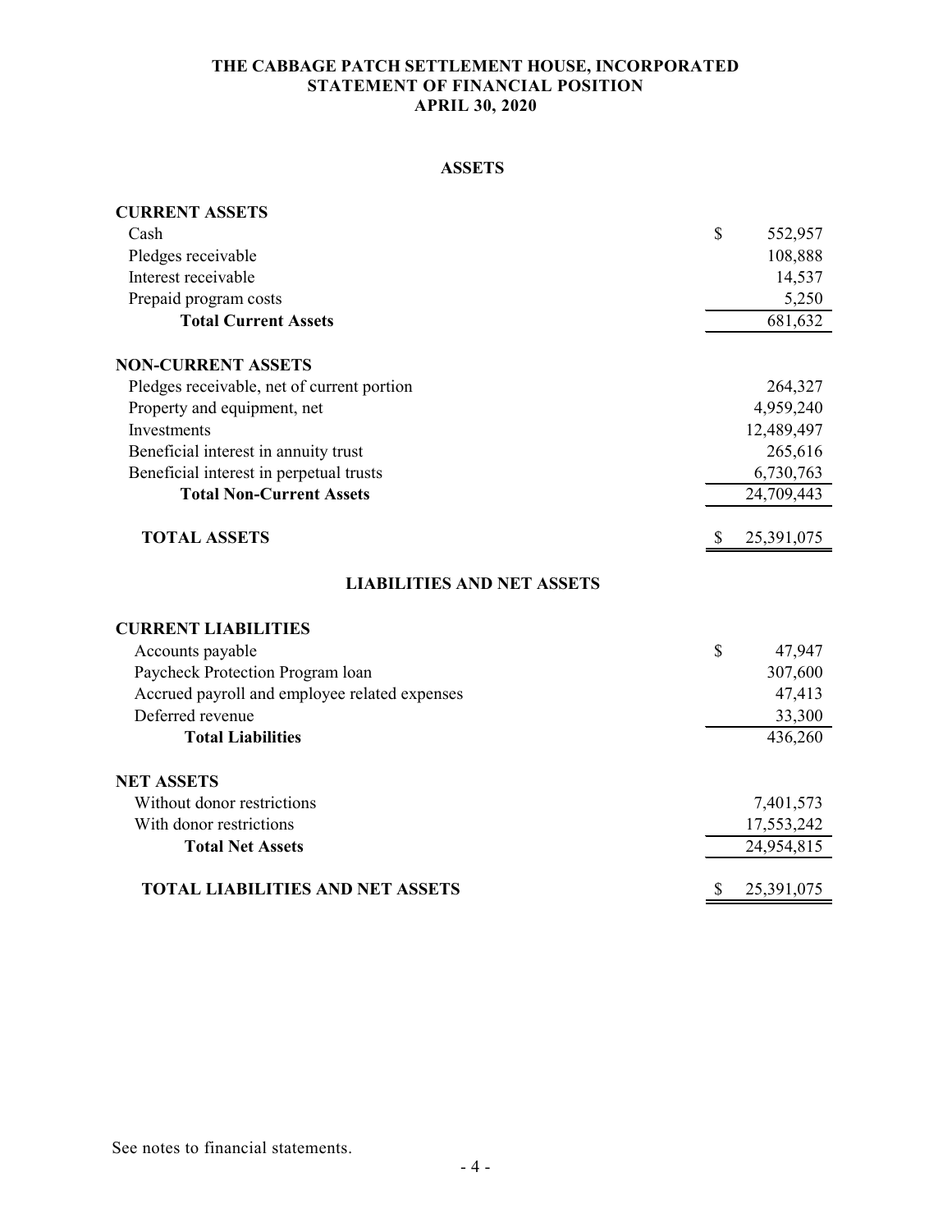# THE CABBAGE PATCH SETTLEMENT HOUSE, INCORPORATED
## STATEMENT OF FINANCIAL POSITION
## APRIL 30, 2020

### ASSETS

| | |
|---|---|
| **CURRENT ASSETS** | |
| Cash | $ 552,957 |
| Pledges receivable | 108,888 |
| Interest receivable | 14,537 |
| Prepaid program costs | 5,250 |
| **Total Current Assets** | 681,632 |
| | |
| **NON-CURRENT ASSETS** | |
| Pledges receivable, net of current portion | 264,327 |
| Property and equipment, net | 4,959,240 |
| Investments | 12,489,497 |
| Beneficial interest in annuity trust | 265,616 |
| Beneficial interest in perpetual trusts | 6,730,763 |
| **Total Non-Current Assets** | 24,709,443 |
| | |
| **TOTAL ASSETS** | $ 25,391,075 |

### LIABILITIES AND NET ASSETS

| | |
|---|---|
| **CURRENT LIABILITIES** | |
| Accounts payable | $ 47,947 |
| Paycheck Protection Program loan | 307,600 |
| Accrued payroll and employee related expenses | 47,413 |
| Deferred revenue | 33,300 |
| **Total Liabilities** | 436,260 |
| | |
| **NET ASSETS** | |
| Without donor restrictions | 7,401,573 |
| With donor restrictions | 17,553,242 |
| **Total Net Assets** | 24,954,815 |
| | |
| **TOTAL LIABILITIES AND NET ASSETS** | $ 25,391,075 |

See notes to financial statements.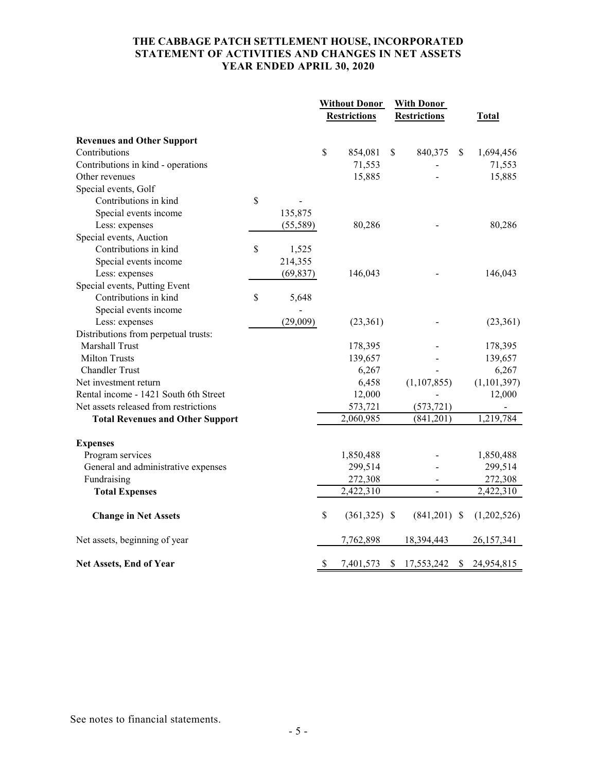# THE CABBAGE PATCH SETTLEMENT HOUSE, INCORPORATED
## STATEMENT OF ACTIVITIES AND CHANGES IN NET ASSETS
### YEAR ENDED APRIL 30, 2020

| | | Without Donor Restrictions | With Donor Restrictions | Total |
|---|---|---|---|---|
| **Revenues and Other Support** | | | | |
| Contributions | | $ 854,081 | $ 840,375 | $ 1,694,456 |
| Contributions in kind - operations | | 71,553 | - | 71,553 |
| Other revenues | | 15,885 | - | 15,885 |
| Special events, Golf | | | | |
| Contributions in kind | $ - | | | |
| Special events income | 135,875 | | | |
| Less: expenses | (55,589) | 80,286 | - | 80,286 |
| Special events, Auction | | | | |
| Contributions in kind | $ 1,525 | | | |
| Special events income | 214,355 | | | |
| Less: expenses | (69,837) | 146,043 | - | 146,043 |
| Special events, Putting Event | | | | |
| Contributions in kind | $ 5,648 | | | |
| Special events income | - | | | |
| Less: expenses | (29,009) | (23,361) | - | (23,361) |
| Distributions from perpetual trusts: | | | | |
| Marshall Trust | | 178,395 | - | 178,395 |
| Milton Trusts | | 139,657 | - | 139,657 |
| Chandler Trust | | 6,267 | - | 6,267 |
| Net investment return | | 6,458 | (1,107,855) | (1,101,397) |
| Rental income - 1421 South 6th Street | | 12,000 | - | 12,000 |
| Net assets released from restrictions | | 573,721 | (573,721) | - |
| **Total Revenues and Other Support** | | 2,060,985 | (841,201) | 1,219,784 |
| **Expenses** | | | | |
| Program services | | 1,850,488 | - | 1,850,488 |
| General and administrative expenses | | 299,514 | - | 299,514 |
| Fundraising | | 272,308 | - | 272,308 |
| **Total Expenses** | | 2,422,310 | - | 2,422,310 |
| **Change in Net Assets** | | $ (361,325) | $ (841,201) | $ (1,202,526) |
| Net assets, beginning of year | | 7,762,898 | 18,394,443 | 26,157,341 |
| **Net Assets, End of Year** | | $ 7,401,573 | $ 17,553,242 | $ 24,954,815 |

See notes to financial statements.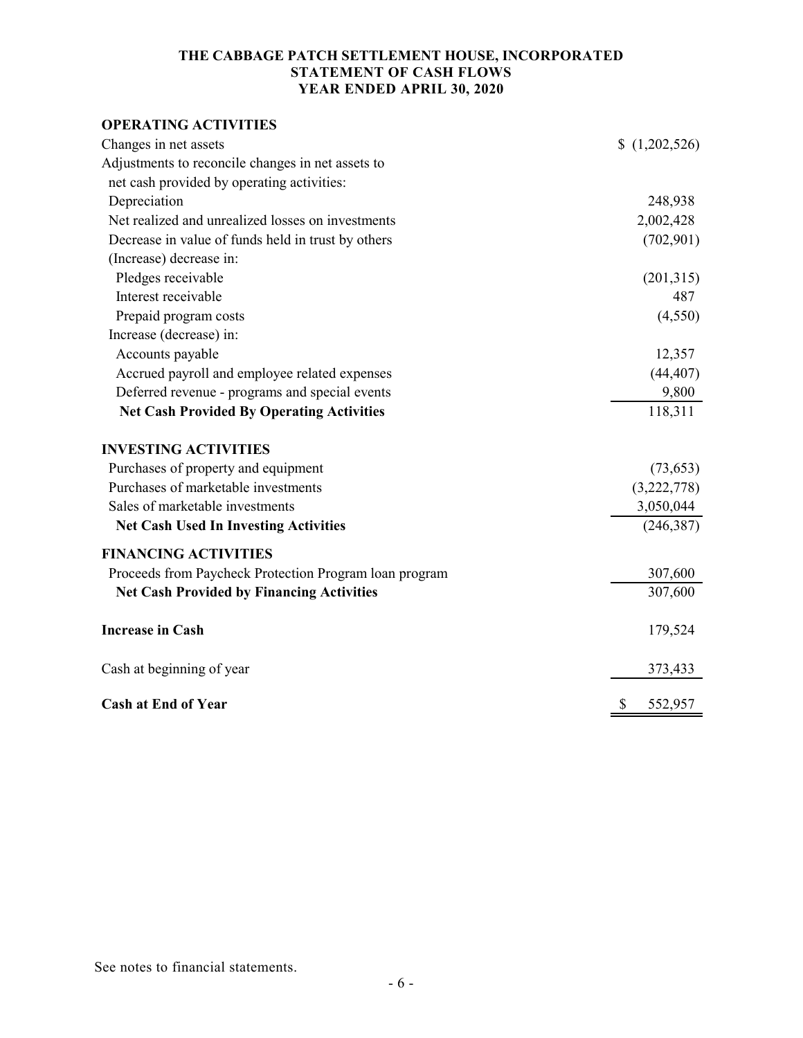**THE CABBAGE PATCH SETTLEMENT HOUSE, INCORPORATED**
**STATEMENT OF CASH FLOWS**
**YEAR ENDED APRIL 30, 2020**

| | |
|---|---|
| **OPERATING ACTIVITIES** | |
| Changes in net assets | $ (1,202,526) |
| Adjustments to reconcile changes in net assets to net cash provided by operating activities: | |
| Depreciation | 248,938 |
| Net realized and unrealized losses on investments | 2,002,428 |
| Decrease in value of funds held in trust by others | (702,901) |
| (Increase) decrease in: | |
| Pledges receivable | (201,315) |
| Interest receivable | 487 |
| Prepaid program costs | (4,550) |
| Increase (decrease) in: | |
| Accounts payable | 12,357 |
| Accrued payroll and employee related expenses | (44,407) |
| Deferred revenue - programs and special events | 9,800 |
| **Net Cash Provided By Operating Activities** | 118,311 |
| **INVESTING ACTIVITIES** | |
| Purchases of property and equipment | (73,653) |
| Purchases of marketable investments | (3,222,778) |
| Sales of marketable investments | 3,050,044 |
| **Net Cash Used In Investing Activities** | (246,387) |
| **FINANCING ACTIVITIES** | |
| Proceeds from Paycheck Protection Program loan program | 307,600 |
| **Net Cash Provided by Financing Activities** | 307,600 |
| **Increase in Cash** | 179,524 |
| Cash at beginning of year | 373,433 |
| **Cash at End of Year** | $ 552,957 |

See notes to financial statements.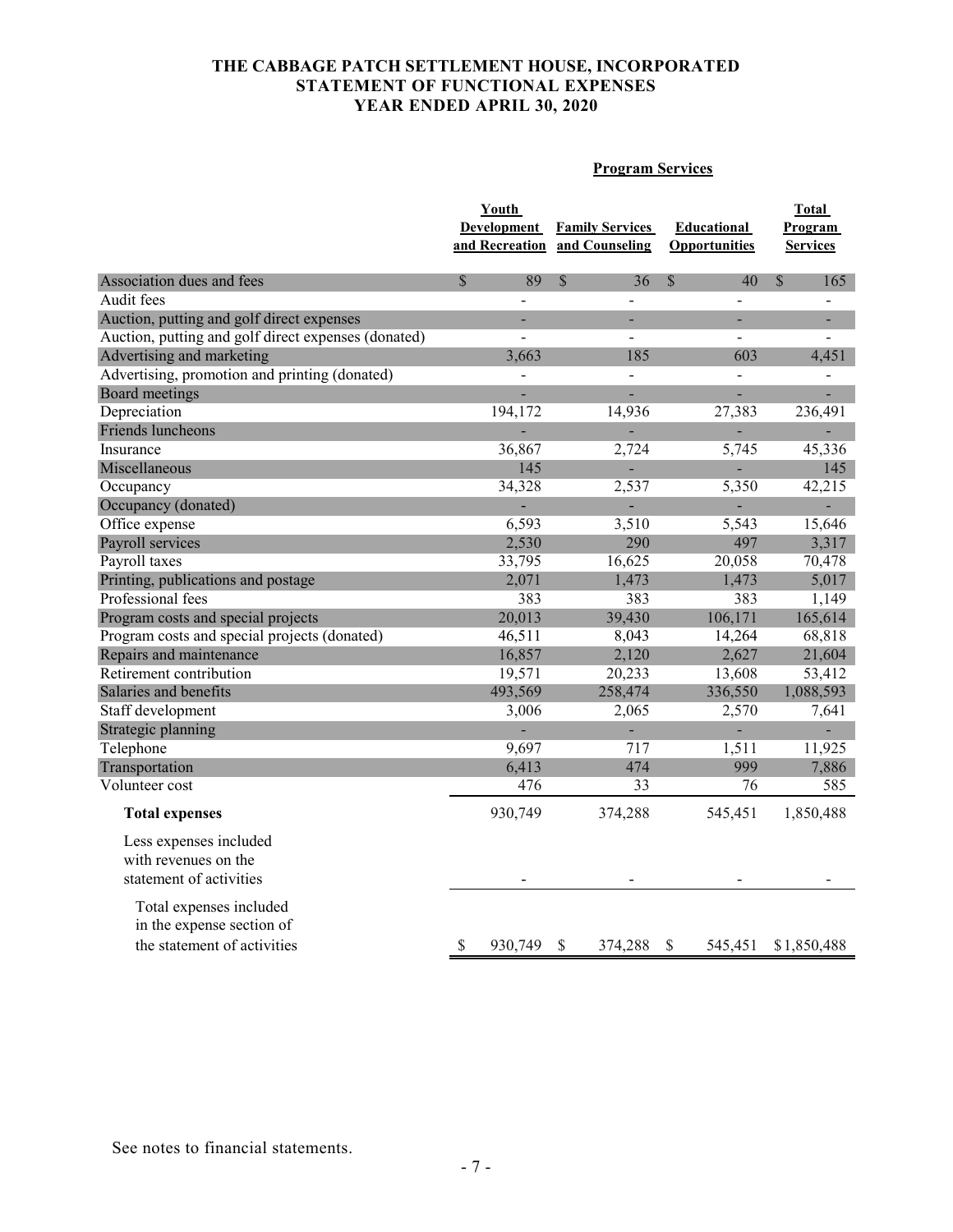# THE CABBAGE PATCH SETTLEMENT HOUSE, INCORPORATED
## STATEMENT OF FUNCTIONAL EXPENSES
### YEAR ENDED APRIL 30, 2020

| | Program Services | | | |
|---|---|---|---|---|
| | Youth Development and Recreation | Family Services and Counseling | Educational Opportunities | Total Program Services |
| Association dues and fees | $ 89 | $ 36 | $ 40 | $ 165 |
| Audit fees | - | - | - | - |
| Auction, putting and golf direct expenses | - | - | - | - |
| Auction, putting and golf direct expenses (donated) | - | - | - | - |
| Advertising and marketing | 3,663 | 185 | 603 | 4,451 |
| Advertising, promotion and printing (donated) | - | - | - | - |
| Board meetings | - | - | - | - |
| Depreciation | 194,172 | 14,936 | 27,383 | 236,491 |
| Friends luncheons | - | - | - | - |
| Insurance | 36,867 | 2,724 | 5,745 | 45,336 |
| Miscellaneous | 145 | - | - | 145 |
| Occupancy | 34,328 | 2,537 | 5,350 | 42,215 |
| Occupancy (donated) | - | - | - | - |
| Office expense | 6,593 | 3,510 | 5,543 | 15,646 |
| Payroll services | 2,530 | 290 | 497 | 3,317 |
| Payroll taxes | 33,795 | 16,625 | 20,058 | 70,478 |
| Printing, publications and postage | 2,071 | 1,473 | 1,473 | 5,017 |
| Professional fees | 383 | 383 | 383 | 1,149 |
| Program costs and special projects | 20,013 | 39,430 | 106,171 | 165,614 |
| Program costs and special projects (donated) | 46,511 | 8,043 | 14,264 | 68,818 |
| Repairs and maintenance | 16,857 | 2,120 | 2,627 | 21,604 |
| Retirement contribution | 19,571 | 20,233 | 13,608 | 53,412 |
| Salaries and benefits | 493,569 | 258,474 | 336,550 | 1,088,593 |
| Staff development | 3,006 | 2,065 | 2,570 | 7,641 |
| Strategic planning | - | - | - | - |
| Telephone | 9,697 | 717 | 1,511 | 11,925 |
| Transportation | 6,413 | 474 | 999 | 7,886 |
| Volunteer cost | 476 | 33 | 76 | 585 |
| **Total expenses** | 930,749 | 374,288 | 545,451 | 1,850,488 |
| Less expenses included with revenues on the statement of activities | - | - | - | - |
| Total expenses included in the expense section of the statement of activities | $ 930,749 | $ 374,288 | $ 545,451 | $1,850,488 |

See notes to financial statements.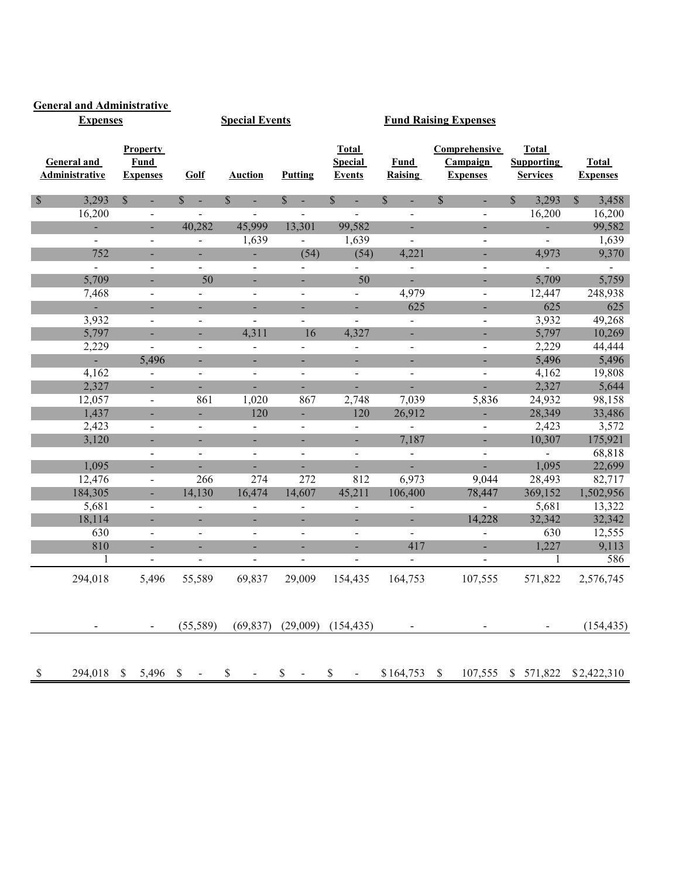| General and Administrative Expenses | | Special Events | | | | Fund Raising Expenses | | | |
|---|---|---|---|---|---|---|---|---|---|
| **General and Administrative** | **Property Fund Expenses** | **Golf** | **Auction** | **Putting** | **Total Special Events** | **Fund Raising** | **Comprehensive Campaign Expenses** | **Total Supporting Services** | **Total Expenses** |
| $ 3,293 | $ - | $ - | $ - | $ - | $ - | $ - | $ - | $ 3,293 | $ 3,458 |
| 16,200 | - | - | - | - | - | - | - | 16,200 | 16,200 |
| - | - | 40,282 | 45,999 | 13,301 | 99,582 | - | - | - | 99,582 |
| - | - | - | 1,639 | - | 1,639 | - | - | - | 1,639 |
| 752 | - | - | - | (54) | (54) | 4,221 | - | 4,973 | 9,370 |
| - | - | - | - | - | - | - | - | - | - |
| 5,709 | - | 50 | - | - | 50 | - | - | 5,709 | 5,759 |
| 7,468 | - | - | - | - | - | 4,979 | - | 12,447 | 248,938 |
| - | - | - | - | - | - | 625 | - | 625 | 625 |
| 3,932 | - | - | - | - | - | - | - | 3,932 | 49,268 |
| 5,797 | - | - | 4,311 | 16 | 4,327 | - | - | 5,797 | 10,269 |
| 2,229 | - | - | - | - | - | - | - | 2,229 | 44,444 |
| - | 5,496 | - | - | - | - | - | - | 5,496 | 5,496 |
| 4,162 | - | - | - | - | - | - | - | 4,162 | 19,808 |
| 2,327 | - | - | - | - | - | - | - | 2,327 | 5,644 |
| 12,057 | - | 861 | 1,020 | 867 | 2,748 | 7,039 | 5,836 | 24,932 | 98,158 |
| 1,437 | - | - | 120 | - | 120 | 26,912 | - | 28,349 | 33,486 |
| 2,423 | - | - | - | - | - | - | - | 2,423 | 3,572 |
| 3,120 | - | - | - | - | - | 7,187 | - | 10,307 | 175,921 |
| | - | - | - | - | - | - | - | - | 68,818 |
| 1,095 | - | - | - | - | - | - | - | 1,095 | 22,699 |
| 12,476 | - | 266 | 274 | 272 | 812 | 6,973 | 9,044 | 28,493 | 82,717 |
| 184,305 | - | 14,130 | 16,474 | 14,607 | 45,211 | 106,400 | 78,447 | 369,152 | 1,502,956 |
| 5,681 | - | - | - | - | - | - | - | 5,681 | 13,322 |
| 18,114 | - | - | - | - | - | - | 14,228 | 32,342 | 32,342 |
| 630 | - | - | - | - | - | - | - | 630 | 12,555 |
| 810 | - | - | - | - | - | 417 | - | 1,227 | 9,113 |
| 1 | - | - | - | - | - | - | - | 1 | 586 |
| 294,018 | 5,496 | 55,589 | 69,837 | 29,009 | 154,435 | 164,753 | 107,555 | 571,822 | 2,576,745 |
| - | - | (55,589) | (69,837) | (29,009) | (154,435) | - | - | - | (154,435) |
| $ 294,018 | $ 5,496 | $ - | $ - | $ - | $ - | $ 164,753 | $ 107,555 | $ 571,822 | $ 2,422,310 |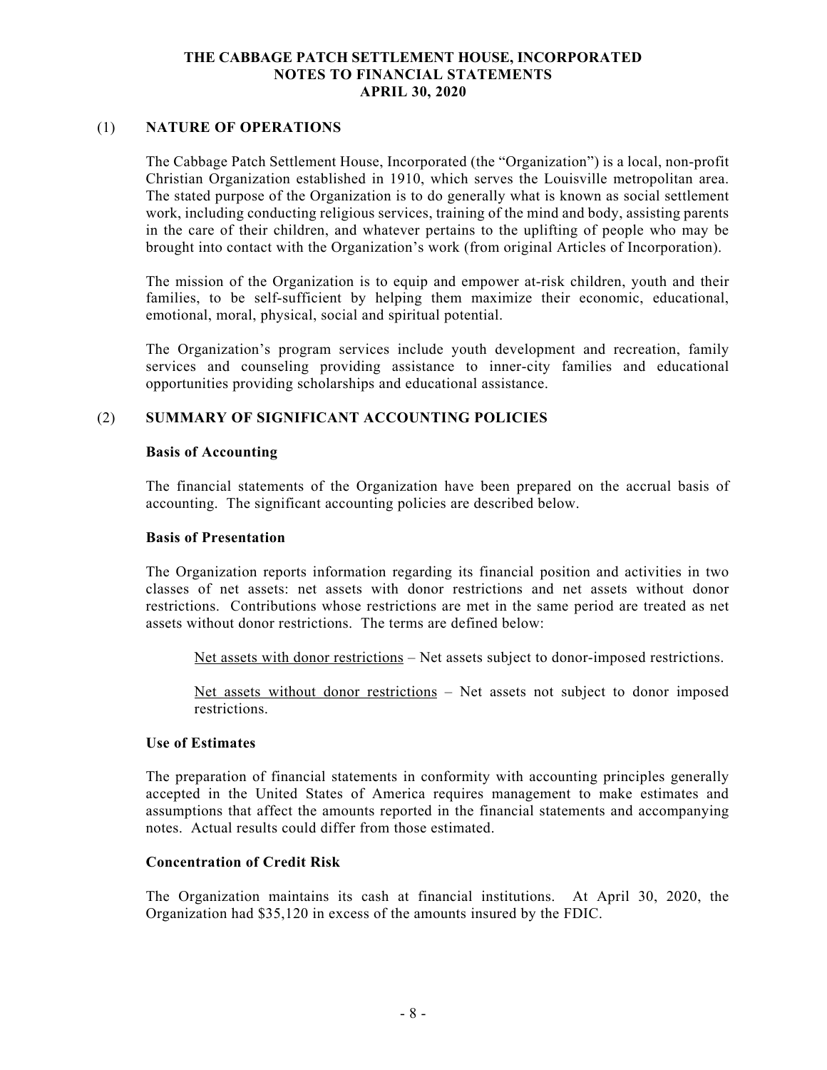# THE CABBAGE PATCH SETTLEMENT HOUSE, INCORPORATED
## NOTES TO FINANCIAL STATEMENTS
## APRIL 30, 2020

## (1) NATURE OF OPERATIONS

The Cabbage Patch Settlement House, Incorporated (the "Organization") is a local, non-profit Christian Organization established in 1910, which serves the Louisville metropolitan area. The stated purpose of the Organization is to do generally what is known as social settlement work, including conducting religious services, training of the mind and body, assisting parents in the care of their children, and whatever pertains to the uplifting of people who may be brought into contact with the Organization's work (from original Articles of Incorporation).

The mission of the Organization is to equip and empower at-risk children, youth and their families, to be self-sufficient by helping them maximize their economic, educational, emotional, moral, physical, social and spiritual potential.

The Organization's program services include youth development and recreation, family services and counseling providing assistance to inner-city families and educational opportunities providing scholarships and educational assistance.

## (2) SUMMARY OF SIGNIFICANT ACCOUNTING POLICIES

### Basis of Accounting

The financial statements of the Organization have been prepared on the accrual basis of accounting. The significant accounting policies are described below.

### Basis of Presentation

The Organization reports information regarding its financial position and activities in two classes of net assets: net assets with donor restrictions and net assets without donor restrictions. Contributions whose restrictions are met in the same period are treated as net assets without donor restrictions. The terms are defined below:

Net assets with donor restrictions – Net assets subject to donor-imposed restrictions.

Net assets without donor restrictions – Net assets not subject to donor imposed restrictions.

### Use of Estimates

The preparation of financial statements in conformity with accounting principles generally accepted in the United States of America requires management to make estimates and assumptions that affect the amounts reported in the financial statements and accompanying notes. Actual results could differ from those estimated.

### Concentration of Credit Risk

The Organization maintains its cash at financial institutions. At April 30, 2020, the Organization had $35,120 in excess of the amounts insured by the FDIC.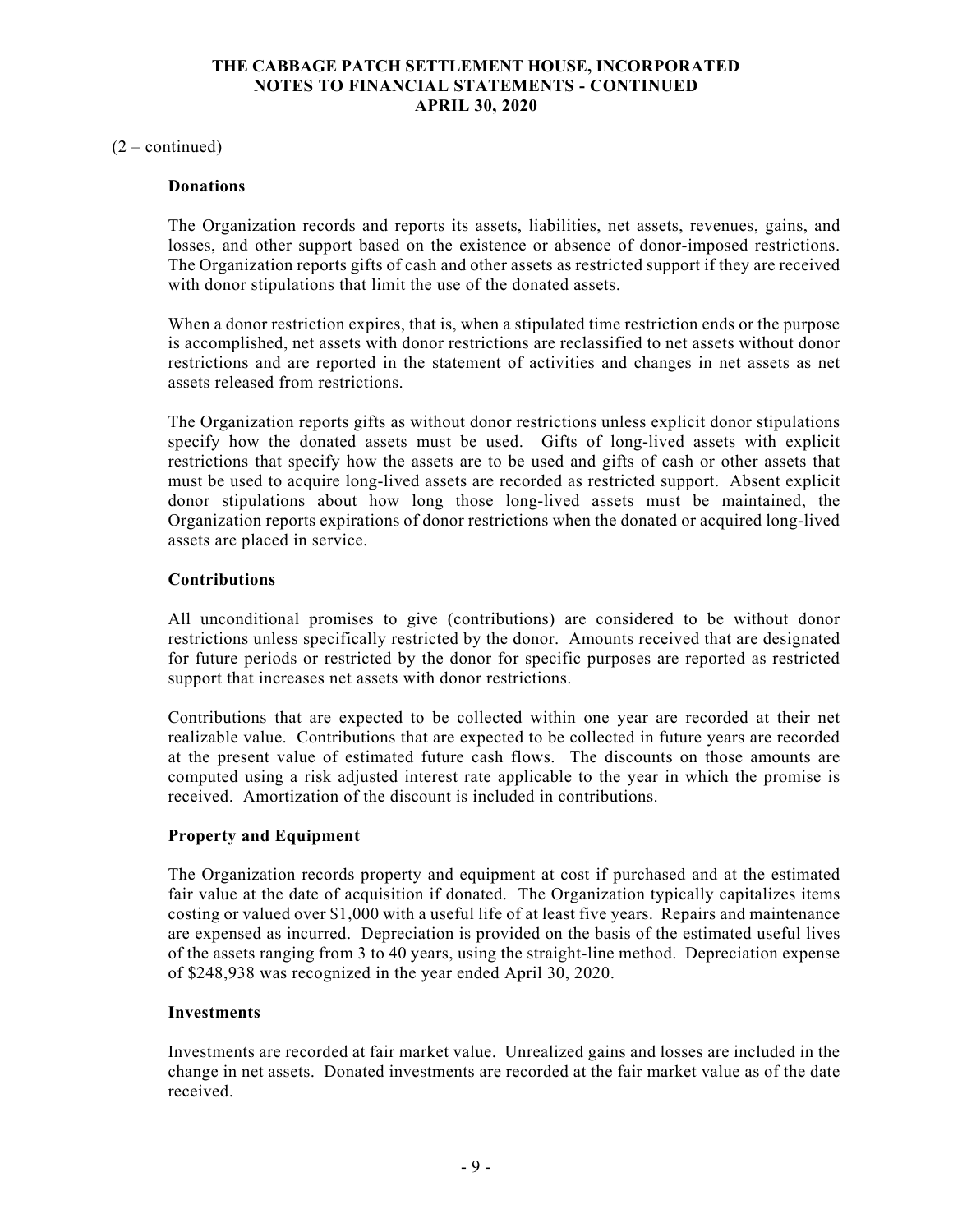(2 – continued)

**Donations**

The Organization records and reports its assets, liabilities, net assets, revenues, gains, and losses, and other support based on the existence or absence of donor-imposed restrictions. The Organization reports gifts of cash and other assets as restricted support if they are received with donor stipulations that limit the use of the donated assets.

When a donor restriction expires, that is, when a stipulated time restriction ends or the purpose is accomplished, net assets with donor restrictions are reclassified to net assets without donor restrictions and are reported in the statement of activities and changes in net assets as net assets released from restrictions.

The Organization reports gifts as without donor restrictions unless explicit donor stipulations specify how the donated assets must be used. Gifts of long-lived assets with explicit restrictions that specify how the assets are to be used and gifts of cash or other assets that must be used to acquire long-lived assets are recorded as restricted support. Absent explicit donor stipulations about how long those long-lived assets must be maintained, the Organization reports expirations of donor restrictions when the donated or acquired long-lived assets are placed in service.

**Contributions**

All unconditional promises to give (contributions) are considered to be without donor restrictions unless specifically restricted by the donor. Amounts received that are designated for future periods or restricted by the donor for specific purposes are reported as restricted support that increases net assets with donor restrictions.

Contributions that are expected to be collected within one year are recorded at their net realizable value. Contributions that are expected to be collected in future years are recorded at the present value of estimated future cash flows. The discounts on those amounts are computed using a risk adjusted interest rate applicable to the year in which the promise is received. Amortization of the discount is included in contributions.

**Property and Equipment**

The Organization records property and equipment at cost if purchased and at the estimated fair value at the date of acquisition if donated. The Organization typically capitalizes items costing or valued over $1,000 with a useful life of at least five years. Repairs and maintenance are expensed as incurred. Depreciation is provided on the basis of the estimated useful lives of the assets ranging from 3 to 40 years, using the straight-line method. Depreciation expense of $248,938 was recognized in the year ended April 30, 2020.

**Investments**

Investments are recorded at fair market value. Unrealized gains and losses are included in the change in net assets. Donated investments are recorded at the fair market value as of the date received.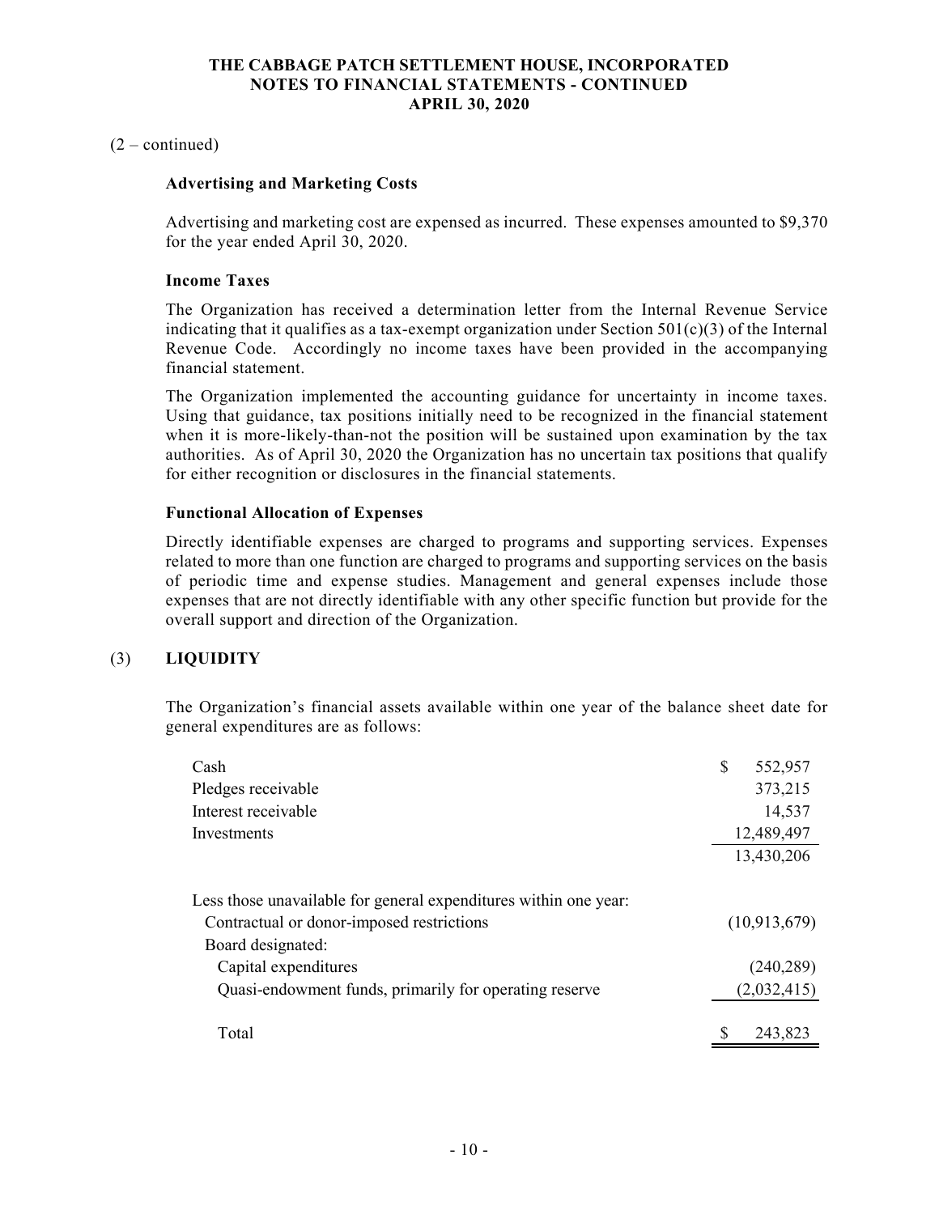(2 – continued)

### Advertising and Marketing Costs

Advertising and marketing cost are expensed as incurred. These expenses amounted to $9,370 for the year ended April 30, 2020.

### Income Taxes

The Organization has received a determination letter from the Internal Revenue Service indicating that it qualifies as a tax-exempt organization under Section 501(c)(3) of the Internal Revenue Code. Accordingly no income taxes have been provided in the accompanying financial statement.

The Organization implemented the accounting guidance for uncertainty in income taxes. Using that guidance, tax positions initially need to be recognized in the financial statement when it is more-likely-than-not the position will be sustained upon examination by the tax authorities. As of April 30, 2020 the Organization has no uncertain tax positions that qualify for either recognition or disclosures in the financial statements.

### Functional Allocation of Expenses

Directly identifiable expenses are charged to programs and supporting services. Expenses related to more than one function are charged to programs and supporting services on the basis of periodic time and expense studies. Management and general expenses include those expenses that are not directly identifiable with any other specific function but provide for the overall support and direction of the Organization.

## (3) LIQUIDITY

The Organization's financial assets available within one year of the balance sheet date for general expenditures are as follows:

| | |
|---|---|
| Cash | $ 552,957 |
| Pledges receivable | 373,215 |
| Interest receivable | 14,537 |
| Investments | 12,489,497 |
| | 13,430,206 |
| Less those unavailable for general expenditures within one year: | |
| Contractual or donor-imposed restrictions | (10,913,679) |
| Board designated: | |
| Capital expenditures | (240,289) |
| Quasi-endowment funds, primarily for operating reserve | (2,032,415) |
| Total | $ 243,823 |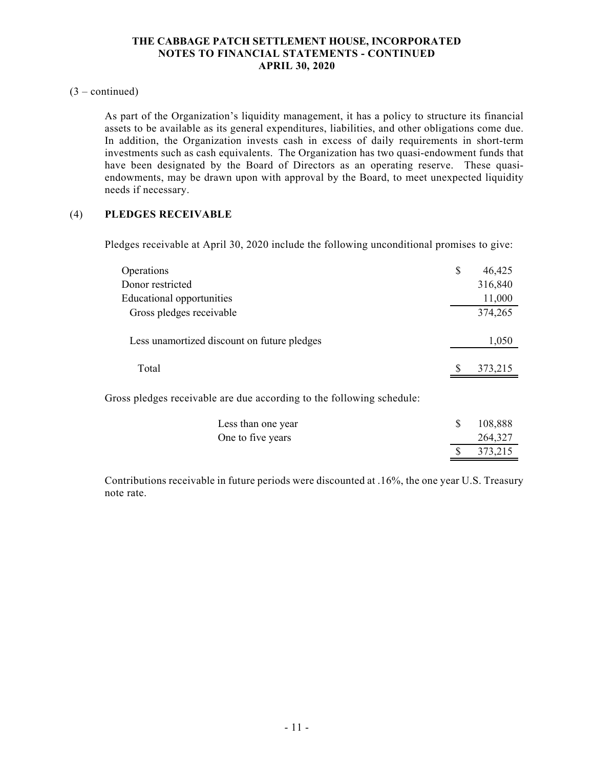(3 – continued)

As part of the Organization's liquidity management, it has a policy to structure its financial assets to be available as its general expenditures, liabilities, and other obligations come due. In addition, the Organization invests cash in excess of daily requirements in short-term investments such as cash equivalents. The Organization has two quasi-endowment funds that have been designated by the Board of Directors as an operating reserve. These quasi-endowments, may be drawn upon with approval by the Board, to meet unexpected liquidity needs if necessary.

## (4) PLEDGES RECEIVABLE

Pledges receivable at April 30, 2020 include the following unconditional promises to give:

| | |
|---|---|
| Operations | $ 46,425 |
| Donor restricted | 316,840 |
| Educational opportunities | 11,000 |
| Gross pledges receivable | 374,265 |
| Less unamortized discount on future pledges | 1,050 |
| Total | $ 373,215 |

Gross pledges receivable are due according to the following schedule:

| | |
|---|---|
| Less than one year | $ 108,888 |
| One to five years | 264,327 |
| | $ 373,215 |

Contributions receivable in future periods were discounted at .16%, the one year U.S. Treasury note rate.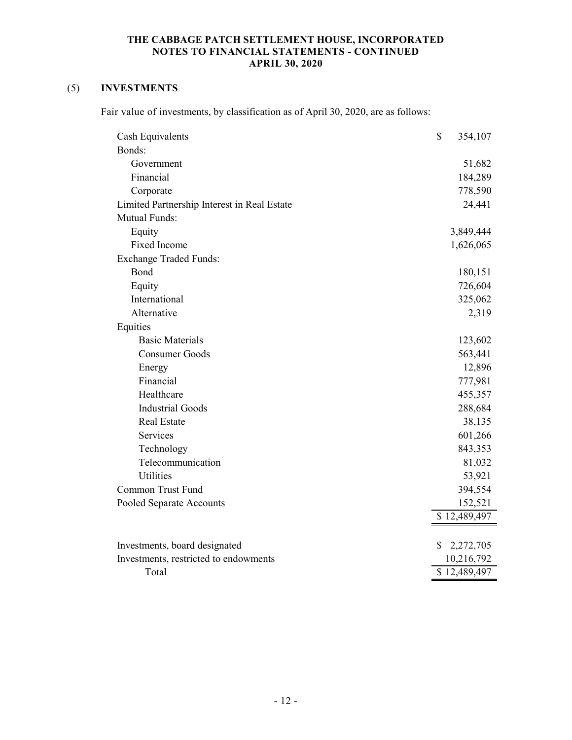## (5) INVESTMENTS

Fair value of investments, by classification as of April 30, 2020, are as follows:

| | |
|---|---|
| Cash Equivalents | $ 354,107 |
| Bonds: | |
| Government | 51,682 |
| Financial | 184,289 |
| Corporate | 778,590 |
| Limited Partnership Interest in Real Estate | 24,441 |
| Mutual Funds: | |
| Equity | 3,849,444 |
| Fixed Income | 1,626,065 |
| Exchange Traded Funds: | |
| Bond | 180,151 |
| Equity | 726,604 |
| International | 325,062 |
| Alternative | 2,319 |
| Equities | |
| Basic Materials | 123,602 |
| Consumer Goods | 563,441 |
| Energy | 12,896 |
| Financial | 777,981 |
| Healthcare | 455,357 |
| Industrial Goods | 288,684 |
| Real Estate | 38,135 |
| Services | 601,266 |
| Technology | 843,353 |
| Telecommunication | 81,032 |
| Utilities | 53,921 |
| Common Trust Fund | 394,554 |
| Pooled Separate Accounts | 152,521 |
| | $ 12,489,497 |

| | |
|---|---|
| Investments, board designated | $ 2,272,705 |
| Investments, restricted to endowments | 10,216,792 |
| Total | $ 12,489,497 |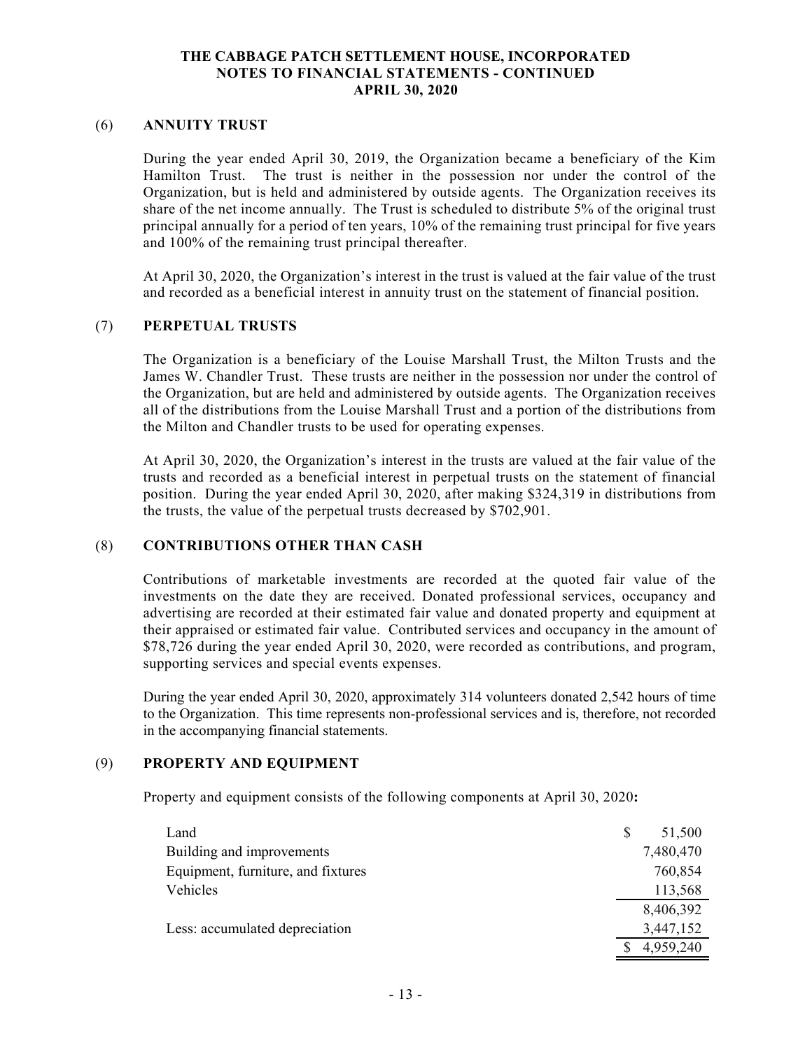# THE CABBAGE PATCH SETTLEMENT HOUSE, INCORPORATED
## NOTES TO FINANCIAL STATEMENTS - CONTINUED
## APRIL 30, 2020

### (6) ANNUITY TRUST

During the year ended April 30, 2019, the Organization became a beneficiary of the Kim Hamilton Trust. The trust is neither in the possession nor under the control of the Organization, but is held and administered by outside agents. The Organization receives its share of the net income annually. The Trust is scheduled to distribute 5% of the original trust principal annually for a period of ten years, 10% of the remaining trust principal for five years and 100% of the remaining trust principal thereafter.

At April 30, 2020, the Organization's interest in the trust is valued at the fair value of the trust and recorded as a beneficial interest in annuity trust on the statement of financial position.

### (7) PERPETUAL TRUSTS

The Organization is a beneficiary of the Louise Marshall Trust, the Milton Trusts and the James W. Chandler Trust. These trusts are neither in the possession nor under the control of the Organization, but are held and administered by outside agents. The Organization receives all of the distributions from the Louise Marshall Trust and a portion of the distributions from the Milton and Chandler trusts to be used for operating expenses.

At April 30, 2020, the Organization's interest in the trusts are valued at the fair value of the trusts and recorded as a beneficial interest in perpetual trusts on the statement of financial position. During the year ended April 30, 2020, after making $324,319 in distributions from the trusts, the value of the perpetual trusts decreased by $702,901.

### (8) CONTRIBUTIONS OTHER THAN CASH

Contributions of marketable investments are recorded at the quoted fair value of the investments on the date they are received. Donated professional services, occupancy and advertising are recorded at their estimated fair value and donated property and equipment at their appraised or estimated fair value. Contributed services and occupancy in the amount of $78,726 during the year ended April 30, 2020, were recorded as contributions, and program, supporting services and special events expenses.

During the year ended April 30, 2020, approximately 314 volunteers donated 2,542 hours of time to the Organization. This time represents non-professional services and is, therefore, not recorded in the accompanying financial statements.

### (9) PROPERTY AND EQUIPMENT

Property and equipment consists of the following components at April 30, 2020**:**

| | |
|---|---:|
| Land | $ 51,500 |
| Building and improvements | 7,480,470 |
| Equipment, furniture, and fixtures | 760,854 |
| Vehicles | 113,568 |
| | 8,406,392 |
| Less: accumulated depreciation | 3,447,152 |
| | $ 4,959,240 |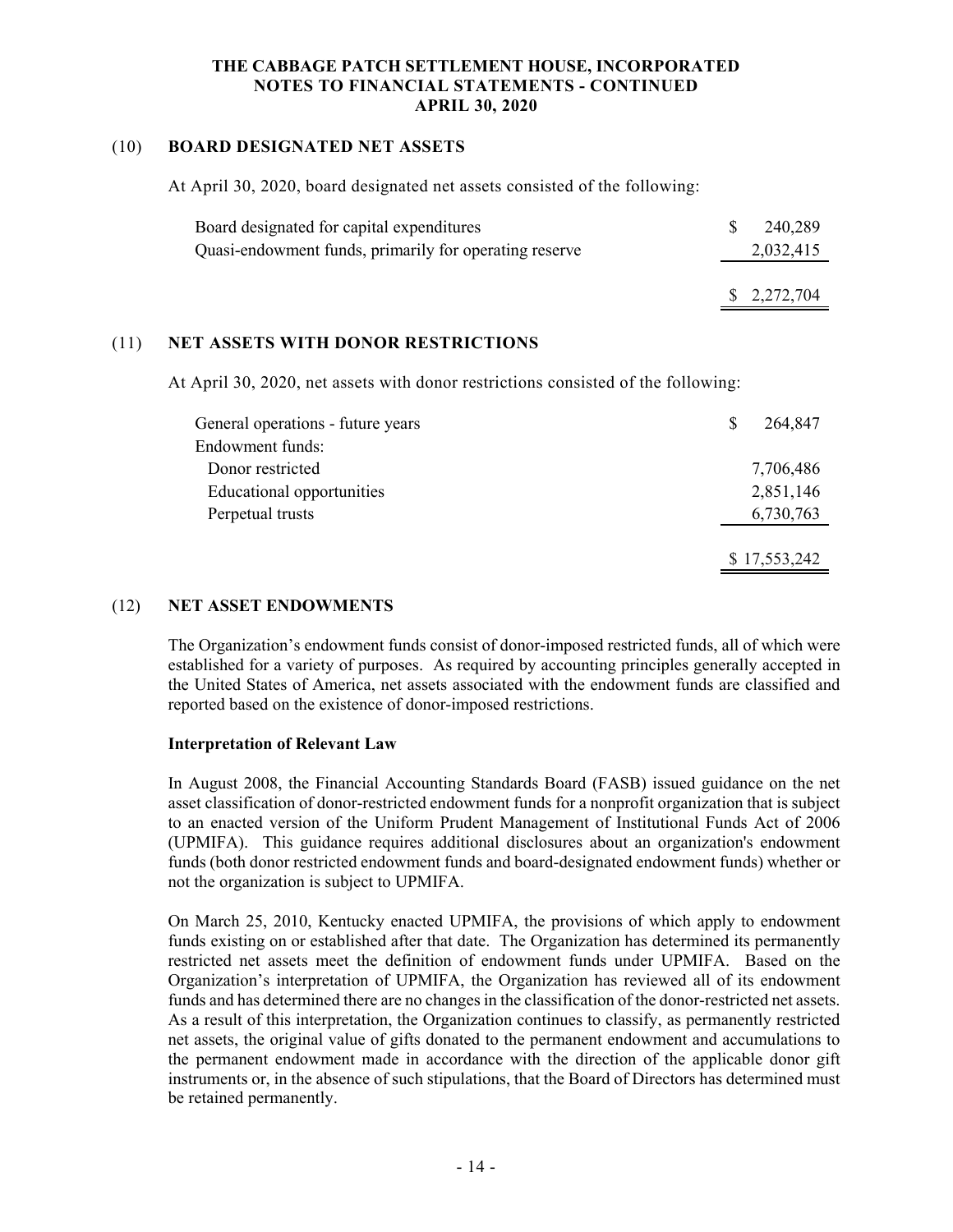# THE CABBAGE PATCH SETTLEMENT HOUSE, INCORPORATED
## NOTES TO FINANCIAL STATEMENTS - CONTINUED
## APRIL 30, 2020

### (10) BOARD DESIGNATED NET ASSETS

At April 30, 2020, board designated net assets consisted of the following:

| | |
|---|---|
| Board designated for capital expenditures | $ 240,289 |
| Quasi-endowment funds, primarily for operating reserve | 2,032,415 |
| | $ 2,272,704 |

### (11) NET ASSETS WITH DONOR RESTRICTIONS

At April 30, 2020, net assets with donor restrictions consisted of the following:

| | |
|---|---|
| General operations - future years | $ 264,847 |
| Endowment funds: | |
| Donor restricted | 7,706,486 |
| Educational opportunities | 2,851,146 |
| Perpetual trusts | 6,730,763 |
| | $ 17,553,242 |

### (12) NET ASSET ENDOWMENTS

The Organization's endowment funds consist of donor-imposed restricted funds, all of which were established for a variety of purposes. As required by accounting principles generally accepted in the United States of America, net assets associated with the endowment funds are classified and reported based on the existence of donor-imposed restrictions.

**Interpretation of Relevant Law**

In August 2008, the Financial Accounting Standards Board (FASB) issued guidance on the net asset classification of donor-restricted endowment funds for a nonprofit organization that is subject to an enacted version of the Uniform Prudent Management of Institutional Funds Act of 2006 (UPMIFA). This guidance requires additional disclosures about an organization's endowment funds (both donor restricted endowment funds and board-designated endowment funds) whether or not the organization is subject to UPMIFA.

On March 25, 2010, Kentucky enacted UPMIFA, the provisions of which apply to endowment funds existing on or established after that date. The Organization has determined its permanently restricted net assets meet the definition of endowment funds under UPMIFA. Based on the Organization's interpretation of UPMIFA, the Organization has reviewed all of its endowment funds and has determined there are no changes in the classification of the donor-restricted net assets. As a result of this interpretation, the Organization continues to classify, as permanently restricted net assets, the original value of gifts donated to the permanent endowment and accumulations to the permanent endowment made in accordance with the direction of the applicable donor gift instruments or, in the absence of such stipulations, that the Board of Directors has determined must be retained permanently.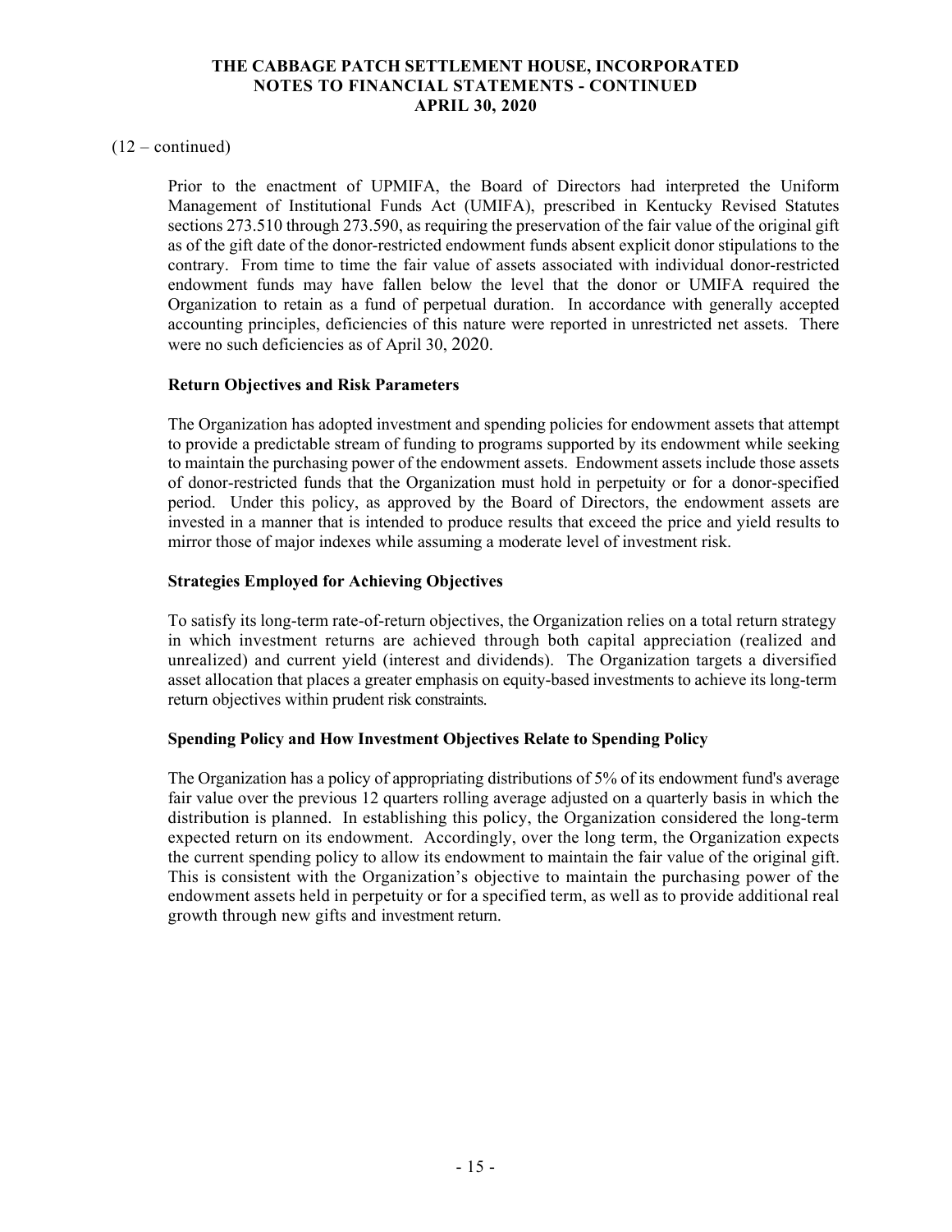(12 – continued)

Prior to the enactment of UPMIFA, the Board of Directors had interpreted the Uniform Management of Institutional Funds Act (UMIFA), prescribed in Kentucky Revised Statutes sections 273.510 through 273.590, as requiring the preservation of the fair value of the original gift as of the gift date of the donor-restricted endowment funds absent explicit donor stipulations to the contrary. From time to time the fair value of assets associated with individual donor-restricted endowment funds may have fallen below the level that the donor or UMIFA required the Organization to retain as a fund of perpetual duration. In accordance with generally accepted accounting principles, deficiencies of this nature were reported in unrestricted net assets. There were no such deficiencies as of April 30, 2020.

### Return Objectives and Risk Parameters

The Organization has adopted investment and spending policies for endowment assets that attempt to provide a predictable stream of funding to programs supported by its endowment while seeking to maintain the purchasing power of the endowment assets. Endowment assets include those assets of donor-restricted funds that the Organization must hold in perpetuity or for a donor-specified period. Under this policy, as approved by the Board of Directors, the endowment assets are invested in a manner that is intended to produce results that exceed the price and yield results to mirror those of major indexes while assuming a moderate level of investment risk.

### Strategies Employed for Achieving Objectives

To satisfy its long-term rate-of-return objectives, the Organization relies on a total return strategy in which investment returns are achieved through both capital appreciation (realized and unrealized) and current yield (interest and dividends). The Organization targets a diversified asset allocation that places a greater emphasis on equity-based investments to achieve its long-term return objectives within prudent risk constraints.

### Spending Policy and How Investment Objectives Relate to Spending Policy

The Organization has a policy of appropriating distributions of 5% of its endowment fund's average fair value over the previous 12 quarters rolling average adjusted on a quarterly basis in which the distribution is planned. In establishing this policy, the Organization considered the long-term expected return on its endowment. Accordingly, over the long term, the Organization expects the current spending policy to allow its endowment to maintain the fair value of the original gift. This is consistent with the Organization's objective to maintain the purchasing power of the endowment assets held in perpetuity or for a specified term, as well as to provide additional real growth through new gifts and investment return.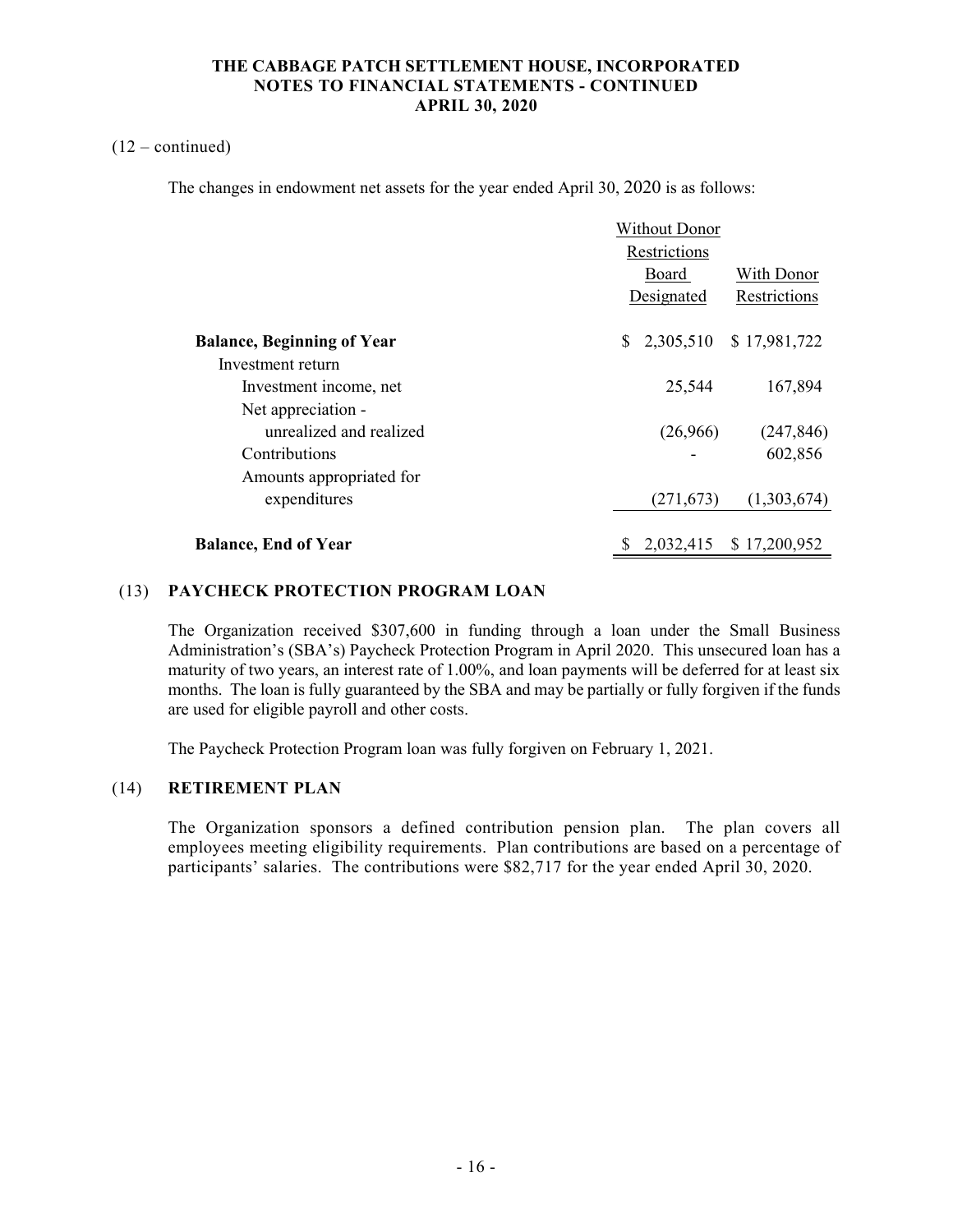(12 – continued)

The changes in endowment net assets for the year ended April 30, 2020 is as follows:

| | Without Donor Restrictions Board Designated | With Donor Restrictions |
|---|---|---|
| **Balance, Beginning of Year** | $ 2,305,510 | $ 17,981,722 |
| Investment return | | |
| Investment income, net | 25,544 | 167,894 |
| Net appreciation - unrealized and realized | (26,966) | (247,846) |
| Contributions | - | 602,856 |
| Amounts appropriated for expenditures | (271,673) | (1,303,674) |
| **Balance, End of Year** | $ 2,032,415 | $ 17,200,952 |

## (13) PAYCHECK PROTECTION PROGRAM LOAN

The Organization received $307,600 in funding through a loan under the Small Business Administration's (SBA's) Paycheck Protection Program in April 2020. This unsecured loan has a maturity of two years, an interest rate of 1.00%, and loan payments will be deferred for at least six months. The loan is fully guaranteed by the SBA and may be partially or fully forgiven if the funds are used for eligible payroll and other costs.

The Paycheck Protection Program loan was fully forgiven on February 1, 2021.

## (14) RETIREMENT PLAN

The Organization sponsors a defined contribution pension plan. The plan covers all employees meeting eligibility requirements. Plan contributions are based on a percentage of participants' salaries. The contributions were $82,717 for the year ended April 30, 2020.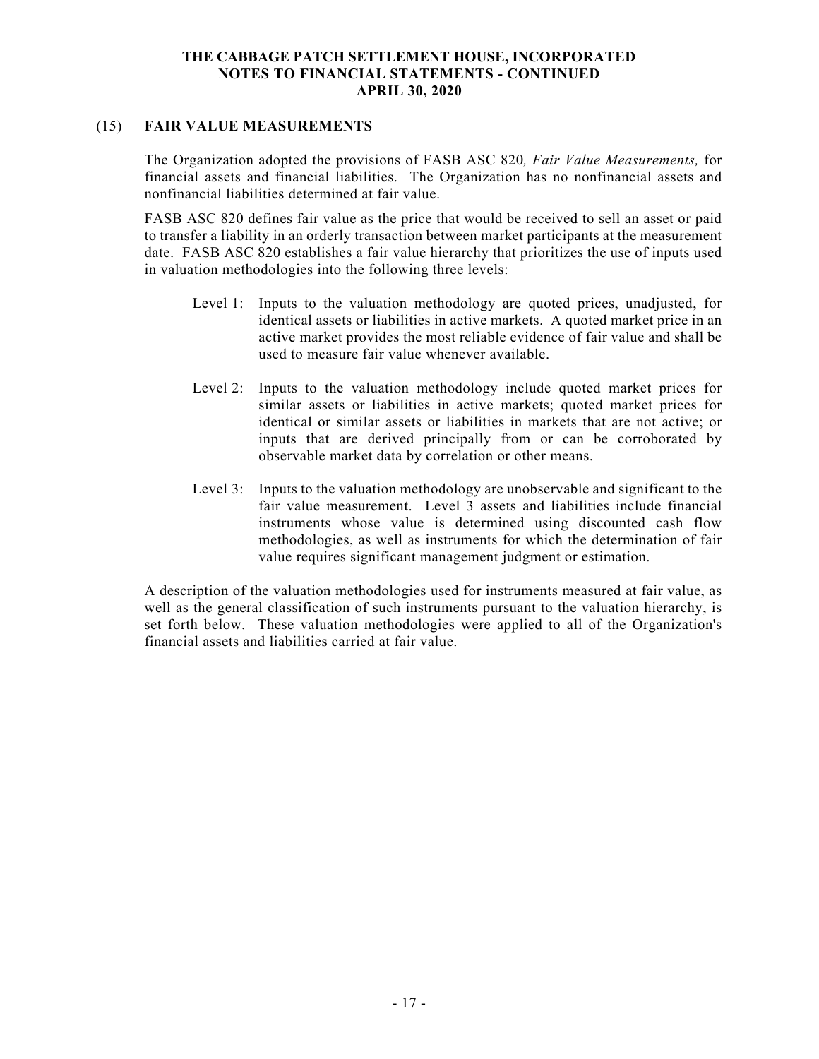## (15) FAIR VALUE MEASUREMENTS

The Organization adopted the provisions of FASB ASC 820*, Fair Value Measurements,* for financial assets and financial liabilities. The Organization has no nonfinancial assets and nonfinancial liabilities determined at fair value.

FASB ASC 820 defines fair value as the price that would be received to sell an asset or paid to transfer a liability in an orderly transaction between market participants at the measurement date. FASB ASC 820 establishes a fair value hierarchy that prioritizes the use of inputs used in valuation methodologies into the following three levels:

Level 1: Inputs to the valuation methodology are quoted prices, unadjusted, for identical assets or liabilities in active markets. A quoted market price in an active market provides the most reliable evidence of fair value and shall be used to measure fair value whenever available.

Level 2: Inputs to the valuation methodology include quoted market prices for similar assets or liabilities in active markets; quoted market prices for identical or similar assets or liabilities in markets that are not active; or inputs that are derived principally from or can be corroborated by observable market data by correlation or other means.

Level 3: Inputs to the valuation methodology are unobservable and significant to the fair value measurement. Level 3 assets and liabilities include financial instruments whose value is determined using discounted cash flow methodologies, as well as instruments for which the determination of fair value requires significant management judgment or estimation.

A description of the valuation methodologies used for instruments measured at fair value, as well as the general classification of such instruments pursuant to the valuation hierarchy, is set forth below. These valuation methodologies were applied to all of the Organization's financial assets and liabilities carried at fair value.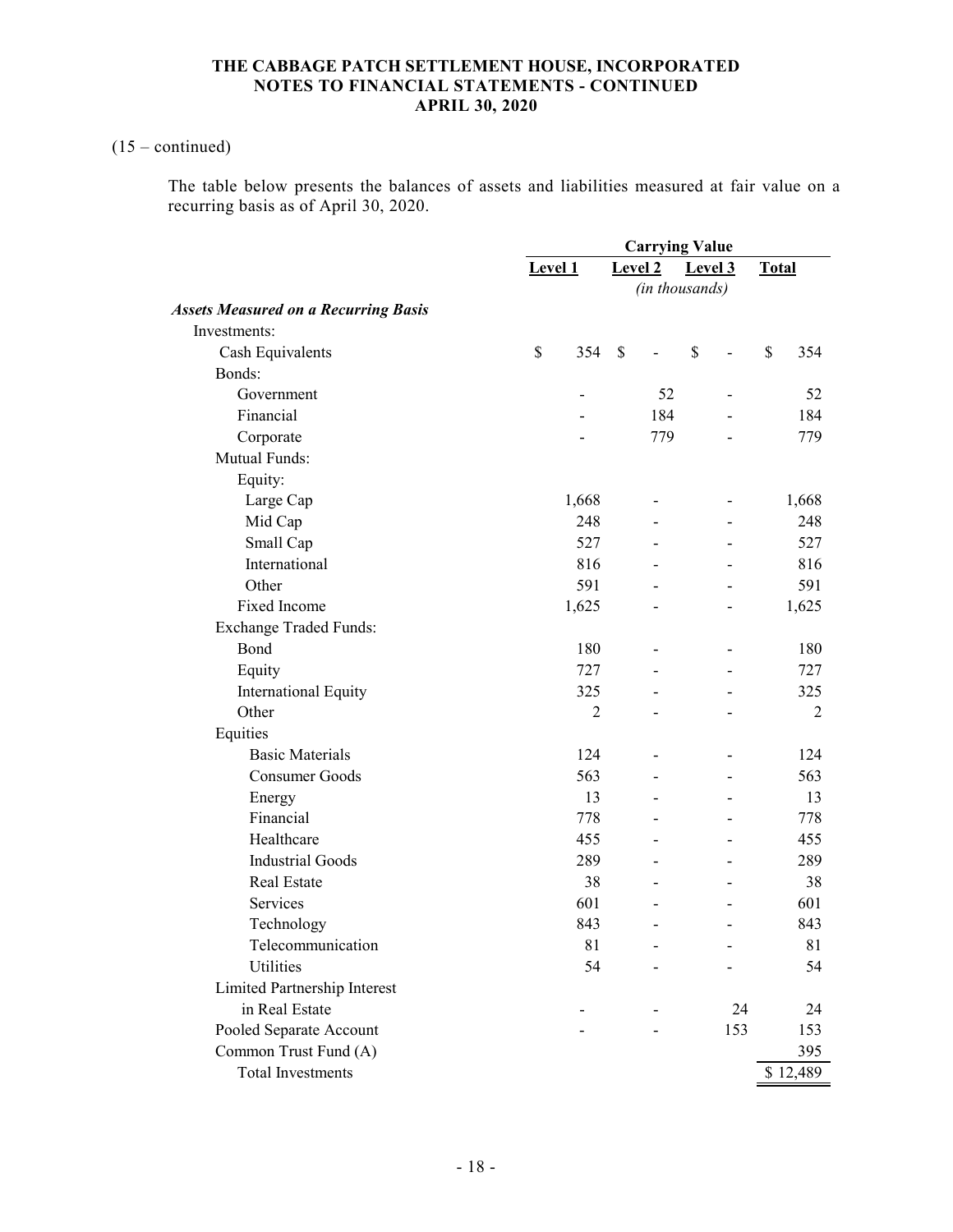**THE CABBAGE PATCH SETTLEMENT HOUSE, INCORPORATED**
**NOTES TO FINANCIAL STATEMENTS - CONTINUED**
**APRIL 30, 2020**

(15 – continued)

The table below presents the balances of assets and liabilities measured at fair value on a recurring basis as of April 30, 2020.

| | Carrying Value | | | |
|---|---|---|---|---|
| | Level 1 | Level 2 | Level 3 | Total |
| | | (in thousands) | | |
| ***Assets Measured on a Recurring Basis*** | | | | |
| Investments: | | | | |
| Cash Equivalents | $ 354 | $ - | $ - | $ 354 |
| Bonds: | | | | |
| Government | - | 52 | - | 52 |
| Financial | - | 184 | - | 184 |
| Corporate | - | 779 | - | 779 |
| Mutual Funds: | | | | |
| Equity: | | | | |
| Large Cap | 1,668 | - | - | 1,668 |
| Mid Cap | 248 | - | - | 248 |
| Small Cap | 527 | - | - | 527 |
| International | 816 | - | - | 816 |
| Other | 591 | - | - | 591 |
| Fixed Income | 1,625 | - | - | 1,625 |
| Exchange Traded Funds: | | | | |
| Bond | 180 | - | - | 180 |
| Equity | 727 | - | - | 727 |
| International Equity | 325 | - | - | 325 |
| Other | 2 | - | - | 2 |
| Equities | | | | |
| Basic Materials | 124 | - | - | 124 |
| Consumer Goods | 563 | - | - | 563 |
| Energy | 13 | - | - | 13 |
| Financial | 778 | - | - | 778 |
| Healthcare | 455 | - | - | 455 |
| Industrial Goods | 289 | - | - | 289 |
| Real Estate | 38 | - | - | 38 |
| Services | 601 | - | - | 601 |
| Technology | 843 | - | - | 843 |
| Telecommunication | 81 | - | - | 81 |
| Utilities | 54 | - | - | 54 |
| Limited Partnership Interest in Real Estate | - | - | 24 | 24 |
| Pooled Separate Account | - | - | 153 | 153 |
| Common Trust Fund (A) | | | | 395 |
| Total Investments | | | | $ 12,489 |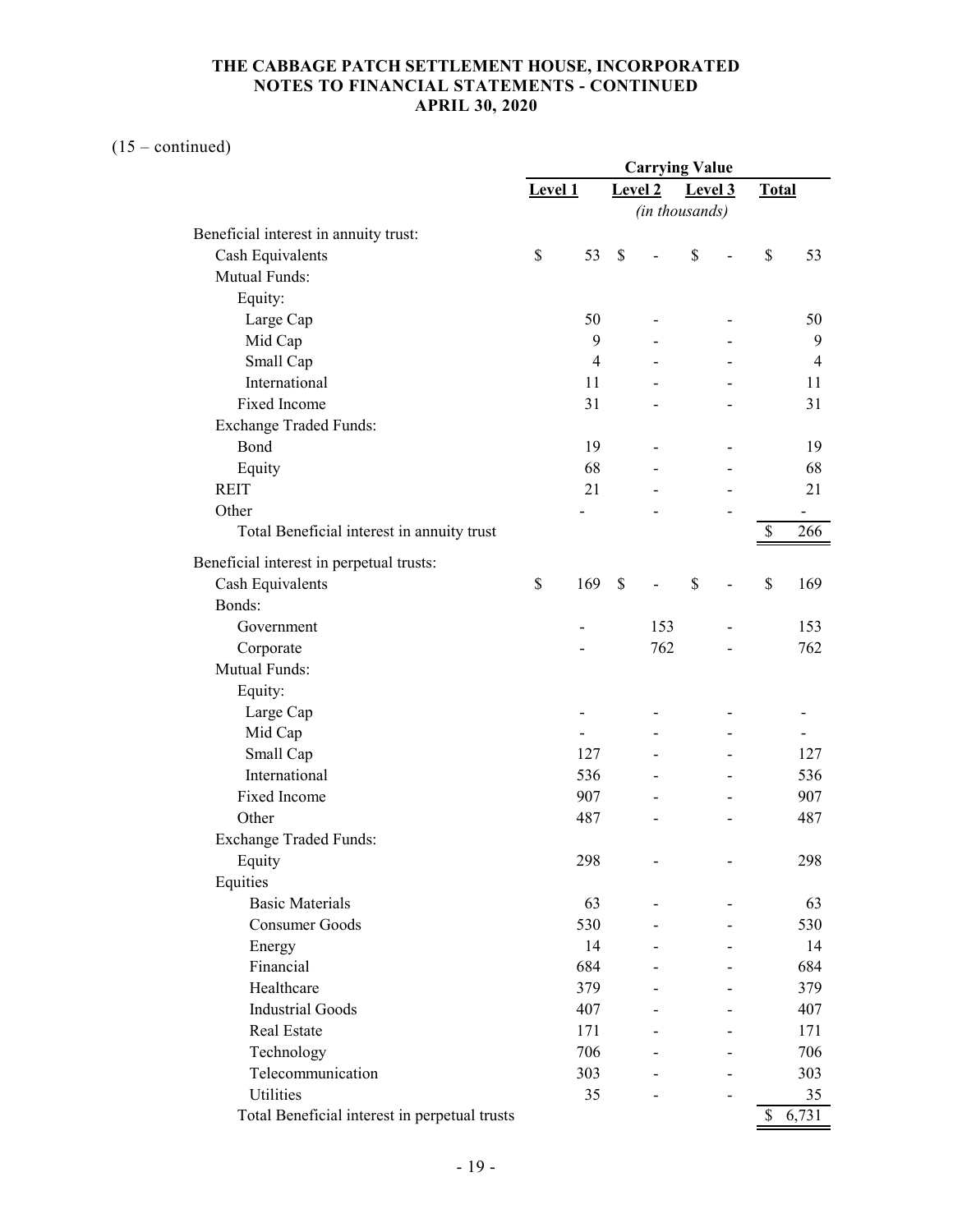**THE CABBAGE PATCH SETTLEMENT HOUSE, INCORPORATED**
**NOTES TO FINANCIAL STATEMENTS - CONTINUED**
**APRIL 30, 2020**

(15 – continued)

| | Carrying Value | | | |
|---|---|---|---|---|
| | Level 1 | Level 2 | Level 3 | Total |
| | | *(in thousands)* | | |
| Beneficial interest in annuity trust: | | | | |
| Cash Equivalents | $ 53 | $ - | $ - | $ 53 |
| Mutual Funds: | | | | |
| Equity: | | | | |
| Large Cap | 50 | - | - | 50 |
| Mid Cap | 9 | - | - | 9 |
| Small Cap | 4 | - | - | 4 |
| International | 11 | - | - | 11 |
| Fixed Income | 31 | - | - | 31 |
| Exchange Traded Funds: | | | | |
| Bond | 19 | - | - | 19 |
| Equity | 68 | - | - | 68 |
| REIT | 21 | - | - | 21 |
| Other | - | - | - | - |
| Total Beneficial interest in annuity trust | | | | $ 266 |
| Beneficial interest in perpetual trusts: | | | | |
| Cash Equivalents | $ 169 | $ - | $ - | $ 169 |
| Bonds: | | | | |
| Government | - | 153 | - | 153 |
| Corporate | - | 762 | - | 762 |
| Mutual Funds: | | | | |
| Equity: | | | | |
| Large Cap | - | - | - | - |
| Mid Cap | - | - | - | - |
| Small Cap | 127 | - | - | 127 |
| International | 536 | - | - | 536 |
| Fixed Income | 907 | - | - | 907 |
| Other | 487 | - | - | 487 |
| Exchange Traded Funds: | | | | |
| Equity | 298 | - | - | 298 |
| Equities | | | | |
| Basic Materials | 63 | - | - | 63 |
| Consumer Goods | 530 | - | - | 530 |
| Energy | 14 | - | - | 14 |
| Financial | 684 | - | - | 684 |
| Healthcare | 379 | - | - | 379 |
| Industrial Goods | 407 | - | - | 407 |
| Real Estate | 171 | - | - | 171 |
| Technology | 706 | - | - | 706 |
| Telecommunication | 303 | - | - | 303 |
| Utilities | 35 | - | - | 35 |
| Total Beneficial interest in perpetual trusts | | | | $ 6,731 |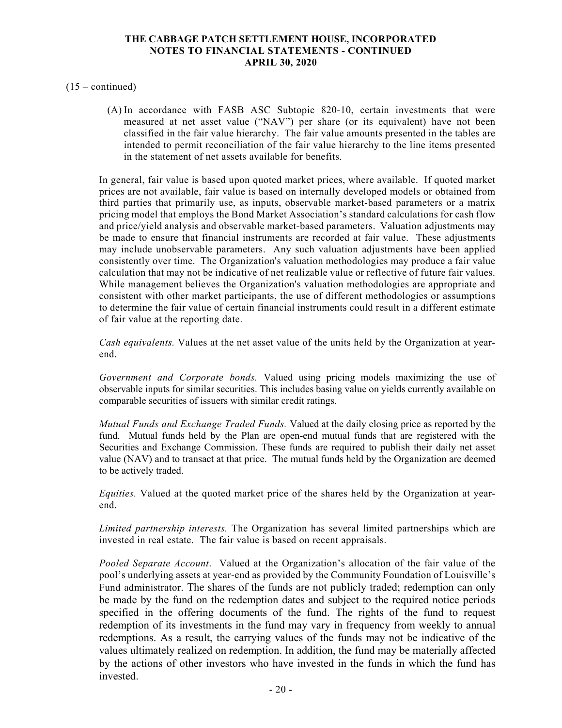(15 – continued)

(A) In accordance with FASB ASC Subtopic 820-10, certain investments that were measured at net asset value ("NAV") per share (or its equivalent) have not been classified in the fair value hierarchy. The fair value amounts presented in the tables are intended to permit reconciliation of the fair value hierarchy to the line items presented in the statement of net assets available for benefits.

In general, fair value is based upon quoted market prices, where available. If quoted market prices are not available, fair value is based on internally developed models or obtained from third parties that primarily use, as inputs, observable market-based parameters or a matrix pricing model that employs the Bond Market Association's standard calculations for cash flow and price/yield analysis and observable market-based parameters. Valuation adjustments may be made to ensure that financial instruments are recorded at fair value. These adjustments may include unobservable parameters. Any such valuation adjustments have been applied consistently over time. The Organization's valuation methodologies may produce a fair value calculation that may not be indicative of net realizable value or reflective of future fair values. While management believes the Organization's valuation methodologies are appropriate and consistent with other market participants, the use of different methodologies or assumptions to determine the fair value of certain financial instruments could result in a different estimate of fair value at the reporting date.

*Cash equivalents.* Values at the net asset value of the units held by the Organization at year-end.

*Government and Corporate bonds.* Valued using pricing models maximizing the use of observable inputs for similar securities. This includes basing value on yields currently available on comparable securities of issuers with similar credit ratings.

*Mutual Funds and Exchange Traded Funds.* Valued at the daily closing price as reported by the fund. Mutual funds held by the Plan are open-end mutual funds that are registered with the Securities and Exchange Commission. These funds are required to publish their daily net asset value (NAV) and to transact at that price. The mutual funds held by the Organization are deemed to be actively traded.

*Equities.* Valued at the quoted market price of the shares held by the Organization at year-end.

*Limited partnership interests.* The Organization has several limited partnerships which are invested in real estate. The fair value is based on recent appraisals.

*Pooled Separate Account*. Valued at the Organization's allocation of the fair value of the pool's underlying assets at year-end as provided by the Community Foundation of Louisville's Fund administrator. The shares of the funds are not publicly traded; redemption can only be made by the fund on the redemption dates and subject to the required notice periods specified in the offering documents of the fund. The rights of the fund to request redemption of its investments in the fund may vary in frequency from weekly to annual redemptions. As a result, the carrying values of the funds may not be indicative of the values ultimately realized on redemption. In addition, the fund may be materially affected by the actions of other investors who have invested in the funds in which the fund has invested.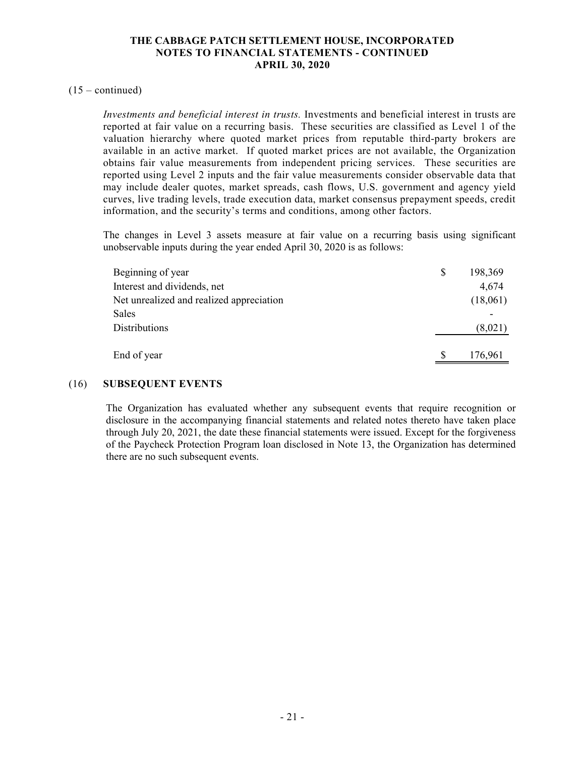(15 – continued)

*Investments and beneficial interest in trusts.* Investments and beneficial interest in trusts are reported at fair value on a recurring basis. These securities are classified as Level 1 of the valuation hierarchy where quoted market prices from reputable third-party brokers are available in an active market. If quoted market prices are not available, the Organization obtains fair value measurements from independent pricing services. These securities are reported using Level 2 inputs and the fair value measurements consider observable data that may include dealer quotes, market spreads, cash flows, U.S. government and agency yield curves, live trading levels, trade execution data, market consensus prepayment speeds, credit information, and the security's terms and conditions, among other factors.

The changes in Level 3 assets measure at fair value on a recurring basis using significant unobservable inputs during the year ended April 30, 2020 is as follows:

| | | |
|---|---|---|
| Beginning of year | $ | 198,369 |
| Interest and dividends, net | | 4,674 |
| Net unrealized and realized appreciation | | (18,061) |
| Sales | | - |
| Distributions | | (8,021) |
| End of year | $ | 176,961 |

## (16) SUBSEQUENT EVENTS

The Organization has evaluated whether any subsequent events that require recognition or disclosure in the accompanying financial statements and related notes thereto have taken place through July 20, 2021, the date these financial statements were issued. Except for the forgiveness of the Paycheck Protection Program loan disclosed in Note 13, the Organization has determined there are no such subsequent events.